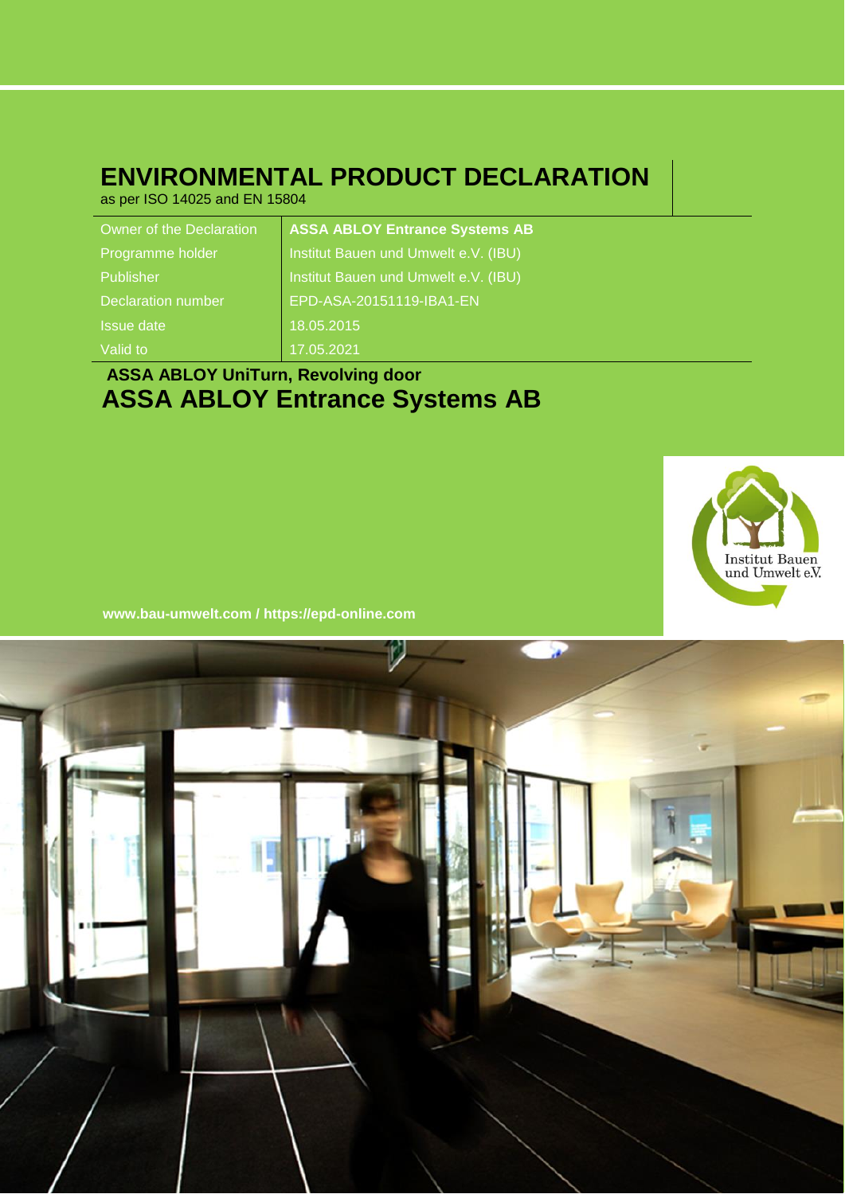# ENVIRONMENTAL PRODUCT DECLARATION

as per ISO 14025 and EN 15804

| | |
|---|---|
| Owner of the Declaration | **ASSA ABLOY Entrance Systems AB** |
| Programme holder | Institut Bauen und Umwelt e.V. (IBU) |
| Publisher | Institut Bauen und Umwelt e.V. (IBU) |
| Declaration number | EPD-ASA-20151119-IBA1-EN |
| Issue date | 18.05.2015 |
| Valid to | 17.05.2021 |

## ASSA ABLOY UniTurn, Revolving door

# ASSA ABLOY Entrance Systems AB

Institut Bauen und Umwelt e.V.

**www.bau-umwelt.com / https://epd-online.com**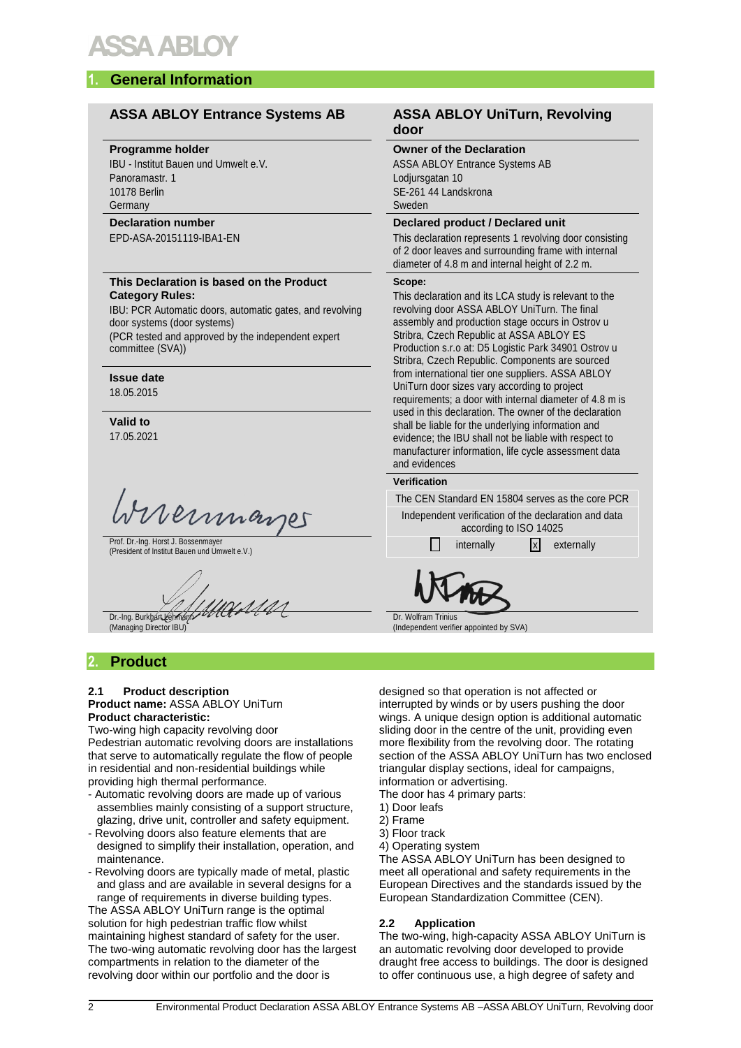## 1. General Information

| ASSA ABLOY Entrance Systems AB | ASSA ABLOY UniTurn, Revolving door |
|---|---|
| **Programme holder**<br>IBU - Institut Bauen und Umwelt e.V.<br>Panoramastr. 1<br>10178 Berlin<br>Germany | **Owner of the Declaration**<br>ASSA ABLOY Entrance Systems AB<br>Lodjursgatan 10<br>SE-261 44 Landskrona<br>Sweden |
| **Declaration number**<br>EPD-ASA-20151119-IBA1-EN | **Declared product / Declared unit**<br>This declaration represents 1 revolving door consisting of 2 door leaves and surrounding frame with internal diameter of 4.8 m and internal height of 2.2 m. |
| **This Declaration is based on the Product Category Rules:**<br>IBU: PCR Automatic doors, automatic gates, and revolving door systems (door systems)<br>(PCR tested and approved by the independent expert committee (SVA))<br><br>**Issue date**<br>18.05.2015<br><br>**Valid to**<br>17.05.2021 | **Scope:**<br>This declaration and its LCA study is relevant to the revolving door ASSA ABLOY UniTurn. The final assembly and production stage occurs in Ostrov u Stribra, Czech Republic at ASSA ABLOY ES Production s.r.o at: D5 Logistic Park 34901 Ostrov u Stribra, Czech Republic. Components are sourced from international tier one suppliers. ASSA ABLOY UniTurn door sizes vary according to project requirements; a door with internal diameter of 4.8 m is used in this declaration. The owner of the declaration shall be liable for the underlying information and evidence; the IBU shall not be liable with respect to manufacturer information, life cycle assessment data and evidences |
| Prof. Dr.-Ing. Horst J. Bossenmayer<br>(President of Institut Bauen und Umwelt e.V.) | **Verification**<br>The CEN Standard EN 15804 serves as the core PCR<br>Independent verification of the declaration and data according to ISO 14025<br>☐ internally ☒ externally |
| Dr.-Ing. Burkhart Lehmann<br>(Managing Director IBU) | Dr. Wolfram Trinius<br>(Independent verifier appointed by SVA) |

## 2. Product

### 2.1 Product description

**Product name:** ASSA ABLOY UniTurn
**Product characteristic:**
Two-wing high capacity revolving door
Pedestrian automatic revolving doors are installations that serve to automatically regulate the flow of people in residential and non-residential buildings while providing high thermal performance.

- Automatic revolving doors are made up of various assemblies mainly consisting of a support structure, glazing, drive unit, controller and safety equipment.
- Revolving doors also feature elements that are designed to simplify their installation, operation, and maintenance.
- Revolving doors are typically made of metal, plastic and glass and are available in several designs for a range of requirements in diverse building types.

The ASSA ABLOY UniTurn range is the optimal solution for high pedestrian traffic flow whilst maintaining highest standard of safety for the user. The two-wing automatic revolving door has the largest compartments in relation to the diameter of the revolving door within our portfolio and the door is designed so that operation is not affected or interrupted by winds or by users pushing the door wings. A unique design option is additional automatic sliding door in the centre of the unit, providing even more flexibility from the revolving door. The rotating section of the ASSA ABLOY UniTurn has two enclosed triangular display sections, ideal for campaigns, information or advertising.
The door has 4 primary parts:
1) Door leafs
2) Frame
3) Floor track
4) Operating system
The ASSA ABLOY UniTurn has been designed to meet all operational and safety requirements in the European Directives and the standards issued by the European Standardization Committee (CEN).

### 2.2 Application

The two-wing, high-capacity ASSA ABLOY UniTurn is an automatic revolving door developed to provide draught free access to buildings. The door is designed to offer continuous use, a high degree of safety and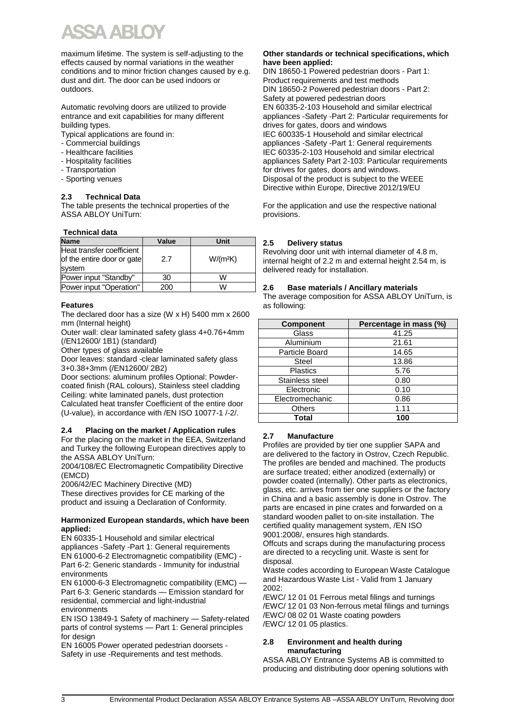maximum lifetime. The system is self-adjusting to the effects caused by normal variations in the weather conditions and to minor friction changes caused by e.g. dust and dirt. The door can be used indoors or outdoors.

Automatic revolving doors are utilized to provide entrance and exit capabilities for many different building types.

Typical applications are found in:

- Commercial buildings
- Healthcare facilities
- Hospitality facilities
- Transportation
- Sporting venues

## 2.3 Technical Data

The table presents the technical properties of the ASSA ABLOY UniTurn:

**Technical data**

| Name | Value | Unit |
|---|---|---|
| Heat transfer coefficient of the entire door or gate system | 2.7 | $W/(m^2K)$ |
| Power input "Standby" | 30 | W |
| Power input "Operation" | 200 | W |

**Features**

The declared door has a size (W x H) 5400 mm x 2600 mm (Internal height)

Outer wall: clear laminated safety glass 4+0.76+4mm (/EN12600/ 1B1) (standard)

Other types of glass available

Door leaves: standard -clear laminated safety glass 3+0.38+3mm (/EN12600/ 2B2)

Door sections: aluminum profiles Optional: Powder-coated finish (RAL colours), Stainless steel cladding

Ceiling: white laminated panels, dust protection

Calculated heat transfer Coefficient of the entire door (U-value), in accordance with /EN ISO 10077-1 /-2/.

## 2.4 Placing on the market / Application rules

For the placing on the market in the EEA, Switzerland and Turkey the following European directives apply to the ASSA ABLOY UniTurn:

2004/108/EC Electromagnetic Compatibility Directive (EMCD)

2006/42/EC Machinery Directive (MD)

These directives provides for CE marking of the product and issuing a Declaration of Conformity.

**Harmonized European standards, which have been applied:**

EN 60335-1 Household and similar electrical appliances -Safety -Part 1: General requirements

EN 61000-6-2 Electromagnetic compatibility (EMC) - Part 6-2: Generic standards - Immunity for industrial environments

EN 61000-6-3 Electromagnetic compatibility (EMC) — Part 6-3: Generic standards — Emission standard for residential, commercial and light-industrial environments

EN ISO 13849-1 Safety of machinery — Safety-related parts of control systems — Part 1: General principles for design

EN 16005 Power operated pedestrian doorsets - Safety in use -Requirements and test methods.

**Other standards or technical specifications, which have been applied:**

DIN 18650-1 Powered pedestrian doors - Part 1: Product requirements and test methods

DIN 18650-2 Powered pedestrian doors - Part 2: Safety at powered pedestrian doors

EN 60335-2-103 Household and similar electrical appliances -Safety -Part 2: Particular requirements for drives for gates, doors and windows

IEC 600335-1 Household and similar electrical appliances -Safety -Part 1: General requirements

IEC 60335-2-103 Household and similar electrical appliances Safety Part 2-103: Particular requirements for drives for gates, doors and windows.

Disposal of the product is subject to the WEEE Directive within Europe, Directive 2012/19/EU

For the application and use the respective national provisions.

## 2.5 Delivery status

Revolving door unit with internal diameter of 4.8 m, internal height of 2.2 m and external height 2.54 m, is delivered ready for installation.

## 2.6 Base materials / Ancillary materials

The average composition for ASSA ABLOY UniTurn, is as following:

| Component | Percentage in mass (%) |
|---|---|
| Glass | 41.25 |
| Aluminium | 21.61 |
| Particle Board | 14.65 |
| Steel | 13.86 |
| Plastics | 5.76 |
| Stainless steel | 0.80 |
| Electronic | 0.10 |
| Electromechanic | 0.86 |
| Others | 1.11 |
| **Total** | **100** |

## 2.7 Manufacture

Profiles are provided by tier one supplier SAPA and are delivered to the factory in Ostrov, Czech Republic. The profiles are bended and machined. The products are surface treated; either anodized (externally) or powder coated (internally). Other parts as electronics, glass, etc. arrives from tier one suppliers or the factory in China and a basic assembly is done in Ostrov. The parts are encased in pine crates and forwarded on a standard wooden pallet to on-site installation. The certified quality management system, /EN ISO 9001:2008/, ensures high standards.

Offcuts and scraps during the manufacturing process are directed to a recycling unit. Waste is sent for disposal.

Waste codes according to European Waste Catalogue and Hazardous Waste List - Valid from 1 January 2002:

/EWC/ 12 01 01 Ferrous metal filings and turnings
/EWC/ 12 01 03 Non-ferrous metal filings and turnings
/EWC/ 08 02 01 Waste coating powders
/EWC/ 12 01 05 plastics.

## 2.8 Environment and health during manufacturing

ASSA ABLOY Entrance Systems AB is committed to producing and distributing door opening solutions with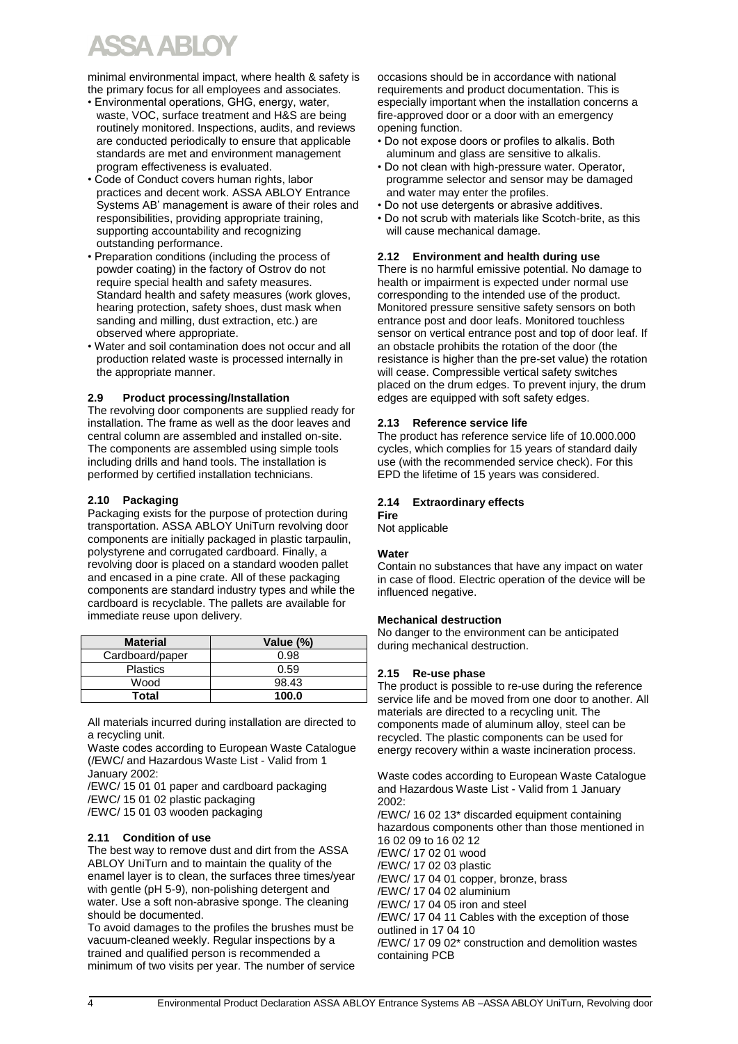minimal environmental impact, where health & safety is the primary focus for all employees and associates.

- Environmental operations, GHG, energy, water, waste, VOC, surface treatment and H&S are being routinely monitored. Inspections, audits, and reviews are conducted periodically to ensure that applicable standards are met and environment management program effectiveness is evaluated.
- Code of Conduct covers human rights, labor practices and decent work. ASSA ABLOY Entrance Systems AB' management is aware of their roles and responsibilities, providing appropriate training, supporting accountability and recognizing outstanding performance.
- Preparation conditions (including the process of powder coating) in the factory of Ostrov do not require special health and safety measures. Standard health and safety measures (work gloves, hearing protection, safety shoes, dust mask when sanding and milling, dust extraction, etc.) are observed where appropriate.
- Water and soil contamination does not occur and all production related waste is processed internally in the appropriate manner.

### 2.9 Product processing/Installation

The revolving door components are supplied ready for installation. The frame as well as the door leaves and central column are assembled and installed on-site. The components are assembled using simple tools including drills and hand tools. The installation is performed by certified installation technicians.

### 2.10 Packaging

Packaging exists for the purpose of protection during transportation. ASSA ABLOY UniTurn revolving door components are initially packaged in plastic tarpaulin, polystyrene and corrugated cardboard. Finally, a revolving door is placed on a standard wooden pallet and encased in a pine crate. All of these packaging components are standard industry types and while the cardboard is recyclable. The pallets are available for immediate reuse upon delivery.

| Material | Value (%) |
|---|---|
| Cardboard/paper | 0.98 |
| Plastics | 0.59 |
| Wood | 98.43 |
| **Total** | **100.0** |

All materials incurred during installation are directed to a recycling unit.

Waste codes according to European Waste Catalogue (/EWC/ and Hazardous Waste List - Valid from 1 January 2002:

/EWC/ 15 01 01 paper and cardboard packaging
/EWC/ 15 01 02 plastic packaging
/EWC/ 15 01 03 wooden packaging

### 2.11 Condition of use

The best way to remove dust and dirt from the ASSA ABLOY UniTurn and to maintain the quality of the enamel layer is to clean, the surfaces three times/year with gentle (pH 5-9), non-polishing detergent and water. Use a soft non-abrasive sponge. The cleaning should be documented.

To avoid damages to the profiles the brushes must be vacuum-cleaned weekly. Regular inspections by a trained and qualified person is recommended a minimum of two visits per year. The number of service occasions should be in accordance with national requirements and product documentation. This is especially important when the installation concerns a fire-approved door or a door with an emergency opening function.

- Do not expose doors or profiles to alkalis. Both aluminum and glass are sensitive to alkalis.
- Do not clean with high-pressure water. Operator, programme selector and sensor may be damaged and water may enter the profiles.
- Do not use detergents or abrasive additives.
- Do not scrub with materials like Scotch-brite, as this will cause mechanical damage.

### 2.12 Environment and health during use

There is no harmful emissive potential. No damage to health or impairment is expected under normal use corresponding to the intended use of the product. Monitored pressure sensitive safety sensors on both entrance post and door leafs. Monitored touchless sensor on vertical entrance post and top of door leaf. If an obstacle prohibits the rotation of the door (the resistance is higher than the pre-set value) the rotation will cease. Compressible vertical safety switches placed on the drum edges. To prevent injury, the drum edges are equipped with soft safety edges.

### 2.13 Reference service life

The product has reference service life of 10.000.000 cycles, which complies for 15 years of standard daily use (with the recommended service check). For this EPD the lifetime of 15 years was considered.

### 2.14 Extraordinary effects

**Fire**

Not applicable

**Water**

Contain no substances that have any impact on water in case of flood. Electric operation of the device will be influenced negative.

**Mechanical destruction**

No danger to the environment can be anticipated during mechanical destruction.

### 2.15 Re-use phase

The product is possible to re-use during the reference service life and be moved from one door to another. All materials are directed to a recycling unit. The components made of aluminum alloy, steel can be recycled. The plastic components can be used for energy recovery within a waste incineration process.

Waste codes according to European Waste Catalogue and Hazardous Waste List - Valid from 1 January 2002:

/EWC/ 16 02 13* discarded equipment containing hazardous components other than those mentioned in 16 02 09 to 16 02 12
/EWC/ 17 02 01 wood
/EWC/ 17 02 03 plastic
/EWC/ 17 04 01 copper, bronze, brass
/EWC/ 17 04 02 aluminium
/EWC/ 17 04 05 iron and steel
/EWC/ 17 04 11 Cables with the exception of those outlined in 17 04 10
/EWC/ 17 09 02* construction and demolition wastes containing PCB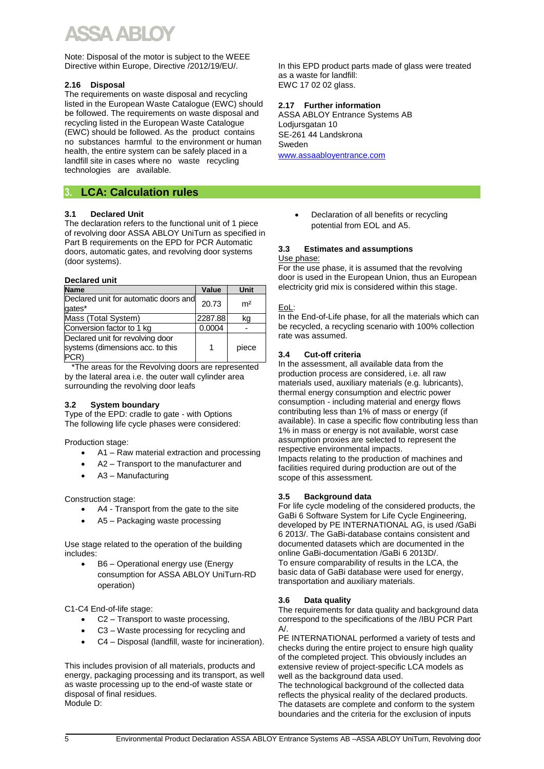Note: Disposal of the motor is subject to the WEEE Directive within Europe, Directive /2012/19/EU/.

### 2.16 Disposal

The requirements on waste disposal and recycling listed in the European Waste Catalogue (EWC) should be followed. The requirements on waste disposal and recycling listed in the European Waste Catalogue (EWC) should be followed. As the product contains no substances harmful to the environment or human health, the entire system can be safely placed in a landfill site in cases where no waste recycling technologies are available.

In this EPD product parts made of glass were treated as a waste for landfill:
EWC 17 02 02 glass.

### 2.17 Further information

ASSA ABLOY Entrance Systems AB
Lodjursgatan 10
SE-261 44 Landskrona
Sweden
www.assaabloyentrance.com

## 3. LCA: Calculation rules

### 3.1 Declared Unit

The declaration refers to the functional unit of 1 piece of revolving door ASSA ABLOY UniTurn as specified in Part B requirements on the EPD for PCR Automatic doors, automatic gates, and revolving door systems (door systems).

**Declared unit**

| Name | Value | Unit |
|---|---|---|
| Declared unit for automatic doors and gates* | 20.73 | m² |
| Mass (Total System) | 2287.88 | kg |
| Conversion factor to 1 kg | 0.0004 | - |
| Declared unit for revolving door systems (dimensions acc. to this PCR) | 1 | piece |

*The areas for the Revolving doors are represented by the lateral area i.e. the outer wall cylinder area surrounding the revolving door leafs

### 3.2 System boundary

Type of the EPD: cradle to gate - with Options
The following life cycle phases were considered:

Production stage:

- A1 – Raw material extraction and processing
- A2 – Transport to the manufacturer and
- A3 – Manufacturing

Construction stage:

- A4 - Transport from the gate to the site
- A5 – Packaging waste processing

Use stage related to the operation of the building includes:

- B6 – Operational energy use (Energy consumption for ASSA ABLOY UniTurn-RD operation)

C1-C4 End-of-life stage:

- C2 – Transport to waste processing,
- C3 – Waste processing for recycling and
- C4 – Disposal (landfill, waste for incineration).

This includes provision of all materials, products and energy, packaging processing and its transport, as well as waste processing up to the end-of waste state or disposal of final residues.
Module D:

- Declaration of all benefits or recycling potential from EOL and A5.

### 3.3 Estimates and assumptions

Use phase:
For the use phase, it is assumed that the revolving door is used in the European Union, thus an European electricity grid mix is considered within this stage.

EoL:
In the End-of-Life phase, for all the materials which can be recycled, a recycling scenario with 100% collection rate was assumed.

### 3.4 Cut-off criteria

In the assessment, all available data from the production process are considered, i.e. all raw materials used, auxiliary materials (e.g. lubricants), thermal energy consumption and electric power consumption - including material and energy flows contributing less than 1% of mass or energy (if available). In case a specific flow contributing less than 1% in mass or energy is not available, worst case assumption proxies are selected to represent the respective environmental impacts.
Impacts relating to the production of machines and facilities required during production are out of the scope of this assessment.

### 3.5 Background data

For life cycle modeling of the considered products, the GaBi 6 Software System for Life Cycle Engineering, developed by PE INTERNATIONAL AG, is used /GaBi 6 2013/. The GaBi-database contains consistent and documented datasets which are documented in the online GaBi-documentation /GaBi 6 2013D/.
To ensure comparability of results in the LCA, the basic data of GaBi database were used for energy, transportation and auxiliary materials.

### 3.6 Data quality

The requirements for data quality and background data correspond to the specifications of the /IBU PCR Part A/.
PE INTERNATIONAL performed a variety of tests and checks during the entire project to ensure high quality of the completed project. This obviously includes an extensive review of project-specific LCA models as well as the background data used.
The technological background of the collected data reflects the physical reality of the declared products. The datasets are complete and conform to the system boundaries and the criteria for the exclusion of inputs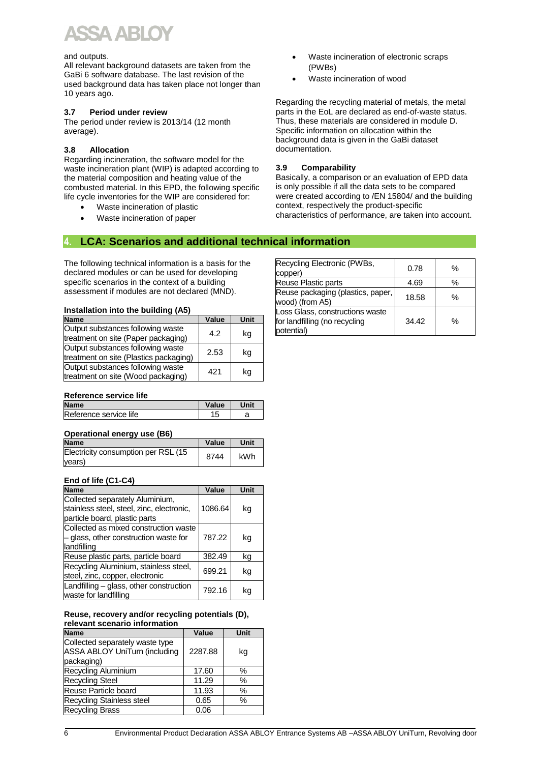and outputs.
All relevant background datasets are taken from the GaBi 6 software database. The last revision of the used background data has taken place not longer than 10 years ago.

### 3.7 Period under review

The period under review is 2013/14 (12 month average).

### 3.8 Allocation

Regarding incineration, the software model for the waste incineration plant (WIP) is adapted according to the material composition and heating value of the combusted material. In this EPD, the following specific life cycle inventories for the WIP are considered for:

- Waste incineration of plastic
- Waste incineration of paper
- Waste incineration of electronic scraps (PWBs)
- Waste incineration of wood

Regarding the recycling material of metals, the metal parts in the EoL are declared as end-of-waste status. Thus, these materials are considered in module D. Specific information on allocation within the background data is given in the GaBi dataset documentation.

### 3.9 Comparability

Basically, a comparison or an evaluation of EPD data is only possible if all the data sets to be compared were created according to /EN 15804/ and the building context, respectively the product-specific characteristics of performance, are taken into account.

## 4. LCA: Scenarios and additional technical information

The following technical information is a basis for the declared modules or can be used for developing specific scenarios in the context of a building assessment if modules are not declared (MND).

**Installation into the building (A5)**

| Name | Value | Unit |
|---|---|---|
| Output substances following waste treatment on site (Paper packaging) | 4.2 | kg |
| Output substances following waste treatment on site (Plastics packaging) | 2.53 | kg |
| Output substances following waste treatment on site (Wood packaging) | 421 | kg |

**Reference service life**

| Name | Value | Unit |
|---|---|---|
| Reference service life | 15 | a |

**Operational energy use (B6)**

| Name | Value | Unit |
|---|---|---|
| Electricity consumption per RSL (15 years) | 8744 | kWh |

**End of life (C1-C4)**

| Name | Value | Unit |
|---|---|---|
| Collected separately Aluminium, stainless steel, steel, zinc, electronic, particle board, plastic parts | 1086.64 | kg |
| Collected as mixed construction waste – glass, other construction waste for landfilling | 787.22 | kg |
| Reuse plastic parts, particle board | 382.49 | kg |
| Recycling Aluminium, stainless steel, steel, zinc, copper, electronic | 699.21 | kg |
| Landfilling – glass, other construction waste for landfilling | 792.16 | kg |

**Reuse, recovery and/or recycling potentials (D), relevant scenario information**

| Name | Value | Unit |
|---|---|---|
| Collected separately waste type ASSA ABLOY UniTurn (including packaging) | 2287.88 | kg |
| Recycling Aluminium | 17.60 | % |
| Recycling Steel | 11.29 | % |
| Reuse Particle board | 11.93 | % |
| Recycling Stainless steel | 0.65 | % |
| Recycling Brass | 0.06 | |
| Recycling Electronic (PWBs, copper) | 0.78 | % |
| Reuse Plastic parts | 4.69 | % |
| Reuse packaging (plastics, paper, wood) (from A5) | 18.58 | % |
| Loss Glass, constructions waste for landfilling (no recycling potential) | 34.42 | % |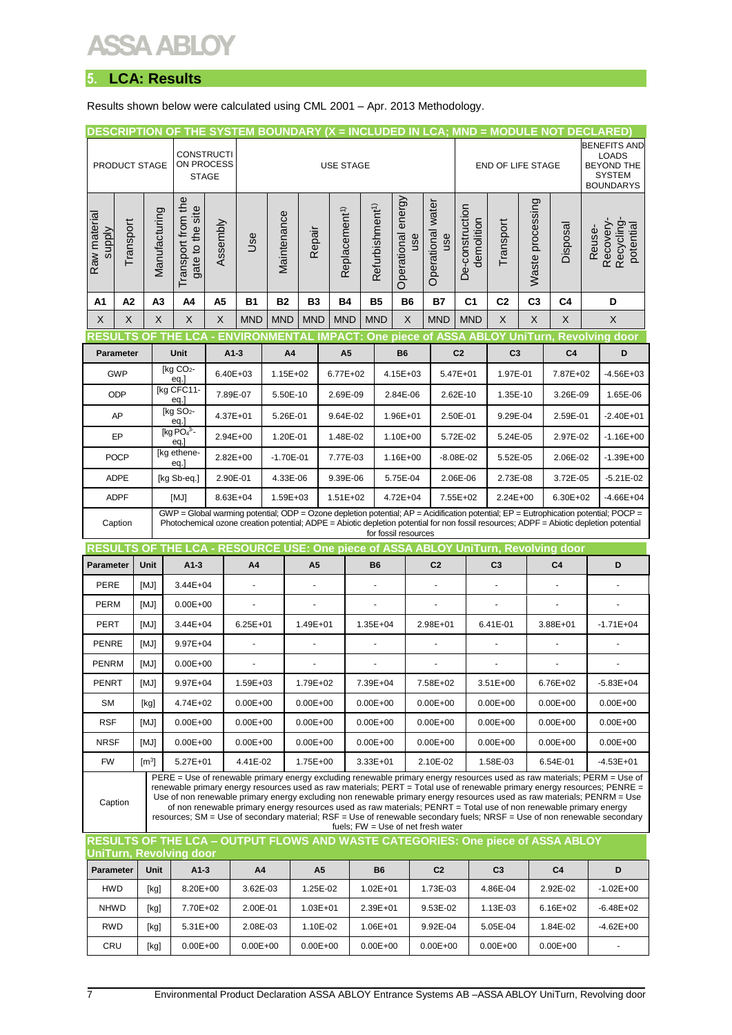## 5. LCA: Results

Results shown below were calculated using CML 2001 – Apr. 2013 Methodology.

**DESCRIPTION OF THE SYSTEM BOUNDARY (X = INCLUDED IN LCA; MND = MODULE NOT DECLARED)**

| PRODUCT STAGE | | | CONSTRUCTION PROCESS STAGE | | USE STAGE | | | | | | | END OF LIFE STAGE | | | | BENEFITS AND LOADS BEYOND THE SYSTEM BOUNDARYS |
|---|---|---|---|---|---|---|---|---|---|---|---|---|---|---|---|---|
| Raw material supply | Transport | Manufacturing | Transport from the gate to the site | Assembly | Use | Maintenance | Repair | Replacement[1] | Refurbishment[1] | Operational energy use | Operational water use | De-construction demolition | Transport | Waste processing | Disposal | Reuse-Recovery-Recycling-potential |
| A1 | A2 | A3 | A4 | A5 | B1 | B2 | B3 | B4 | B5 | B6 | B7 | C1 | C2 | C3 | C4 | D |
| X | X | X | X | X | MND | MND | MND | MND | MND | X | MND | MND | X | X | X | X |

**RESULTS OF THE LCA - ENVIRONMENTAL IMPACT: One piece of ASSA ABLOY UniTurn, Revolving door**

| Parameter | Unit | A1-3 | A4 | A5 | B6 | C2 | C3 | C4 | D |
|---|---|---|---|---|---|---|---|---|---|
| GWP | [kg $CO_2$-eq.] | 6.40E+03 | 1.15E+02 | 6.77E+02 | 4.15E+03 | 5.47E+01 | 1.97E-01 | 7.87E+02 | -4.56E+03 |
| ODP | [kg CFC11-eq.] | 7.89E-07 | 5.50E-10 | 2.69E-09 | 2.84E-06 | 2.62E-10 | 1.35E-10 | 3.26E-09 | 1.65E-06 |
| AP | [kg $SO_2$-eq.] | 4.37E+01 | 5.26E-01 | 9.64E-02 | 1.96E+01 | 2.50E-01 | 9.29E-04 | 2.59E-01 | -2.40E+01 |
| EP | [kg $PO_4^{3-}$-eq.] | 2.94E+00 | 1.20E-01 | 1.48E-02 | 1.10E+00 | 5.72E-02 | 5.24E-05 | 2.97E-02 | -1.16E+00 |
| POCP | [kg ethene-eq.] | 2.82E+00 | -1.70E-01 | 7.77E-03 | 1.16E+00 | -8.08E-02 | 5.52E-05 | 2.06E-02 | -1.39E+00 |
| ADPE | [kg Sb-eq.] | 2.90E-01 | 4.33E-06 | 9.39E-06 | 5.75E-04 | 2.06E-06 | 2.73E-08 | 3.72E-05 | -5.21E-02 |
| ADPF | [MJ] | 8.63E+04 | 1.59E+03 | 1.51E+02 | 4.72E+04 | 7.55E+02 | 2.24E+00 | 6.30E+02 | -4.66E+04 |
| Caption | GWP = Global warming potential; ODP = Ozone depletion potential; AP = Acidification potential; EP = Eutrophication potential; POCP = Photochemical ozone creation potential; ADPE = Abiotic depletion potential for non fossil resources; ADPF = Abiotic depletion potential for fossil resources | | | | | | | | |

**RESULTS OF THE LCA - RESOURCE USE: One piece of ASSA ABLOY UniTurn, Revolving door**

| Parameter | Unit | A1-3 | A4 | A5 | B6 | C2 | C3 | C4 | D |
|---|---|---|---|---|---|---|---|---|---|
| PERE | [MJ] | 3.44E+04 | - | - | - | - | - | - | - |
| PERM | [MJ] | 0.00E+00 | - | - | - | - | - | - | - |
| PERT | [MJ] | 3.44E+04 | 6.25E+01 | 1.49E+01 | 1.35E+04 | 2.98E+01 | 6.41E-01 | 3.88E+01 | -1.71E+04 |
| PENRE | [MJ] | 9.97E+04 | - | - | - | - | - | - | - |
| PENRM | [MJ] | 0.00E+00 | - | - | - | - | - | - | - |
| PENRT | [MJ] | 9.97E+04 | 1.59E+03 | 1.79E+02 | 7.39E+04 | 7.58E+02 | 3.51E+00 | 6.76E+02 | -5.83E+04 |
| SM | [kg] | 4.74E+02 | 0.00E+00 | 0.00E+00 | 0.00E+00 | 0.00E+00 | 0.00E+00 | 0.00E+00 | 0.00E+00 |
| RSF | [MJ] | 0.00E+00 | 0.00E+00 | 0.00E+00 | 0.00E+00 | 0.00E+00 | 0.00E+00 | 0.00E+00 | 0.00E+00 |
| NRSF | [MJ] | 0.00E+00 | 0.00E+00 | 0.00E+00 | 0.00E+00 | 0.00E+00 | 0.00E+00 | 0.00E+00 | 0.00E+00 |
| FW | [$m^3$] | 5.27E+01 | 4.41E-02 | 1.75E+00 | 3.33E+01 | 2.10E-02 | 1.58E-03 | 6.54E-01 | -4.53E+01 |
| Caption | PERE = Use of renewable primary energy excluding renewable primary energy resources used as raw materials; PERM = Use of renewable primary energy resources used as raw materials; PERT = Total use of renewable primary energy resources; PENRE = Use of non renewable primary energy excluding non renewable primary energy resources used as raw materials; PENRM = Use of non renewable primary energy resources used as raw materials; PENRT = Total use of non renewable primary energy resources; SM = Use of secondary material; RSF = Use of renewable secondary fuels; NRSF = Use of non renewable secondary fuels; FW = Use of net fresh water | | | | | | | | |

**RESULTS OF THE LCA – OUTPUT FLOWS AND WASTE CATEGORIES: One piece of ASSA ABLOY UniTurn, Revolving door**

| Parameter | Unit | A1-3 | A4 | A5 | B6 | C2 | C3 | C4 | D |
|---|---|---|---|---|---|---|---|---|---|
| HWD | [kg] | 8.20E+00 | 3.62E-03 | 1.25E-02 | 1.02E+01 | 1.73E-03 | 4.86E-04 | 2.92E-02 | -1.02E+00 |
| NHWD | [kg] | 7.70E+02 | 2.00E-01 | 1.03E+01 | 2.39E+01 | 9.53E-02 | 1.13E-03 | 6.16E+02 | -6.48E+02 |
| RWD | [kg] | 5.31E+00 | 2.08E-03 | 1.10E-02 | 1.06E+01 | 9.92E-04 | 5.05E-04 | 1.84E-02 | -4.62E+00 |
| CRU | [kg] | 0.00E+00 | 0.00E+00 | 0.00E+00 | 0.00E+00 | 0.00E+00 | 0.00E+00 | 0.00E+00 | - |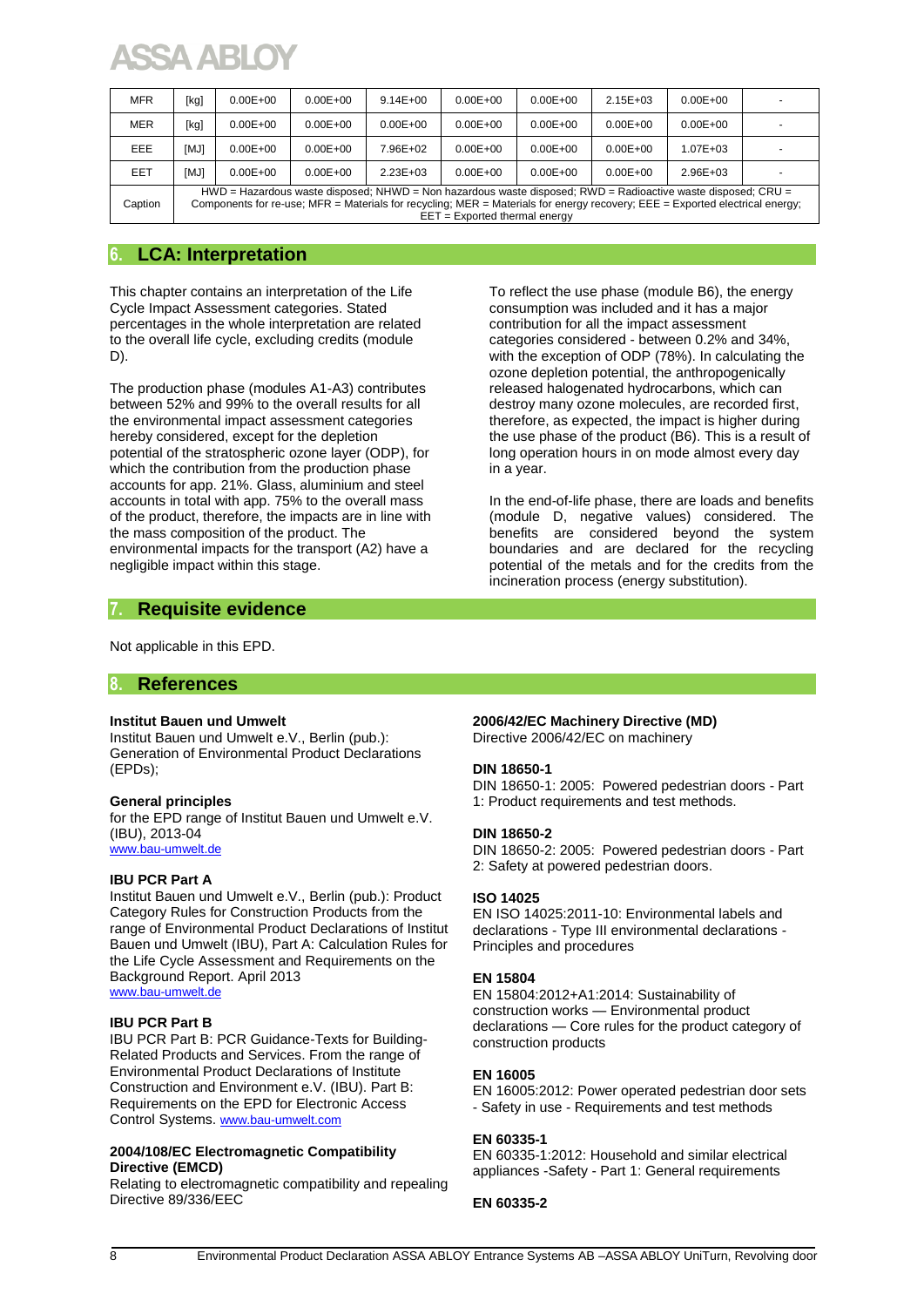| MFR | [kg] | 0.00E+00 | 0.00E+00 | 9.14E+00 | 0.00E+00 | 0.00E+00 | 2.15E+03 | 0.00E+00 | - |
|---|---|---|---|---|---|---|---|---|---|
| MER | [kg] | 0.00E+00 | 0.00E+00 | 0.00E+00 | 0.00E+00 | 0.00E+00 | 0.00E+00 | 0.00E+00 | - |
| EEE | [MJ] | 0.00E+00 | 0.00E+00 | 7.96E+02 | 0.00E+00 | 0.00E+00 | 0.00E+00 | 1.07E+03 | - |
| EET | [MJ] | 0.00E+00 | 0.00E+00 | 2.23E+03 | 0.00E+00 | 0.00E+00 | 0.00E+00 | 2.96E+03 | - |
| Caption | HWD = Hazardous waste disposed; NHWD = Non hazardous waste disposed; RWD = Radioactive waste disposed; CRU = Components for re-use; MFR = Materials for recycling; MER = Materials for energy recovery; EEE = Exported electrical energy; EET = Exported thermal energy | | | | | | | | |

## 6. LCA: Interpretation

This chapter contains an interpretation of the Life Cycle Impact Assessment categories. Stated percentages in the whole interpretation are related to the overall life cycle, excluding credits (module D).

The production phase (modules A1-A3) contributes between 52% and 99% to the overall results for all the environmental impact assessment categories hereby considered, except for the depletion potential of the stratospheric ozone layer (ODP), for which the contribution from the production phase accounts for app. 21%. Glass, aluminium and steel accounts in total with app. 75% to the overall mass of the product, therefore, the impacts are in line with the mass composition of the product. The environmental impacts for the transport (A2) have a negligible impact within this stage.

To reflect the use phase (module B6), the energy consumption was included and it has a major contribution for all the impact assessment categories considered - between 0.2% and 34%, with the exception of ODP (78%). In calculating the ozone depletion potential, the anthropogenically released halogenated hydrocarbons, which can destroy many ozone molecules, are recorded first, therefore, as expected, the impact is higher during the use phase of the product (B6). This is a result of long operation hours in on mode almost every day in a year.

In the end-of-life phase, there are loads and benefits (module D, negative values) considered. The benefits are considered beyond the system boundaries and are declared for the recycling potential of the metals and for the credits from the incineration process (energy substitution).

## 7. Requisite evidence

Not applicable in this EPD.

## 8. References

**Institut Bauen und Umwelt**
Institut Bauen und Umwelt e.V., Berlin (pub.): Generation of Environmental Product Declarations (EPDs);

**General principles**
for the EPD range of Institut Bauen und Umwelt e.V. (IBU), 2013-04
www.bau-umwelt.de

**IBU PCR Part A**
Institut Bauen und Umwelt e.V., Berlin (pub.): Product Category Rules for Construction Products from the range of Environmental Product Declarations of Institut Bauen und Umwelt (IBU), Part A: Calculation Rules for the Life Cycle Assessment and Requirements on the Background Report. April 2013
www.bau-umwelt.de

**IBU PCR Part B**
IBU PCR Part B: PCR Guidance-Texts for Building-Related Products and Services. From the range of Environmental Product Declarations of Institute Construction and Environment e.V. (IBU). Part B: Requirements on the EPD for Electronic Access Control Systems. www.bau-umwelt.com

**2004/108/EC Electromagnetic Compatibility Directive (EMCD)**
Relating to electromagnetic compatibility and repealing Directive 89/336/EEC

**2006/42/EC Machinery Directive (MD)**
Directive 2006/42/EC on machinery

**DIN 18650-1**
DIN 18650-1: 2005: Powered pedestrian doors - Part 1: Product requirements and test methods.

**DIN 18650-2**
DIN 18650-2: 2005: Powered pedestrian doors - Part 2: Safety at powered pedestrian doors.

**ISO 14025**
EN ISO 14025:2011-10: Environmental labels and declarations - Type III environmental declarations - Principles and procedures

**EN 15804**
EN 15804:2012+A1:2014: Sustainability of construction works — Environmental product declarations — Core rules for the product category of construction products

**EN 16005**
EN 16005:2012: Power operated pedestrian door sets - Safety in use - Requirements and test methods

**EN 60335-1**
EN 60335-1:2012: Household and similar electrical appliances -Safety - Part 1: General requirements

**EN 60335-2**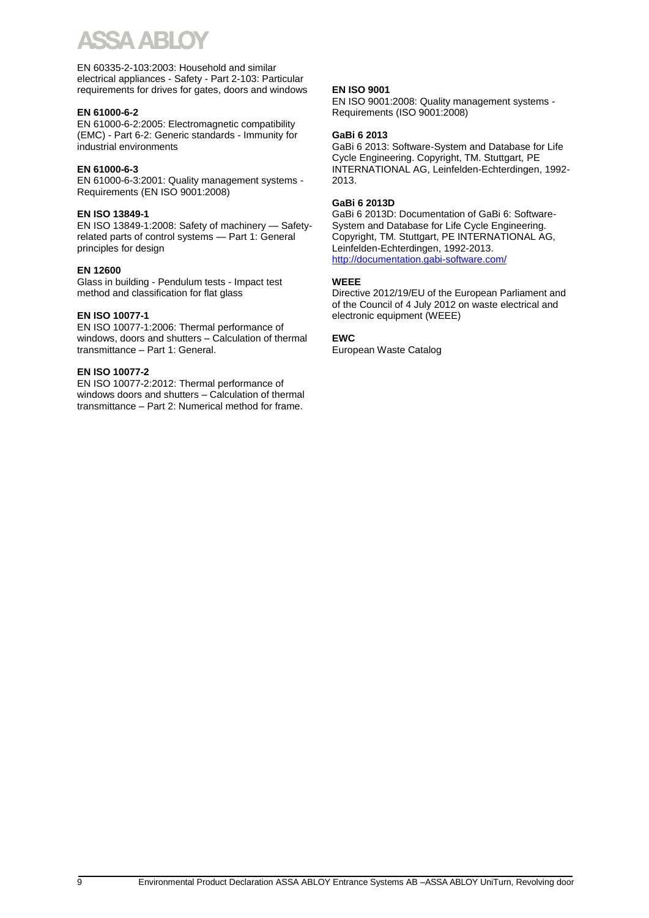EN 60335-2-103:2003: Household and similar electrical appliances - Safety - Part 2-103: Particular requirements for drives for gates, doors and windows

**EN 61000-6-2**

EN 61000-6-2:2005: Electromagnetic compatibility (EMC) - Part 6-2: Generic standards - Immunity for industrial environments

**EN 61000-6-3**

EN 61000-6-3:2001: Quality management systems - Requirements (EN ISO 9001:2008)

**EN ISO 13849-1**

EN ISO 13849-1:2008: Safety of machinery — Safety-related parts of control systems — Part 1: General principles for design

**EN 12600**

Glass in building - Pendulum tests - Impact test method and classification for flat glass

**EN ISO 10077-1**

EN ISO 10077-1:2006: Thermal performance of windows, doors and shutters – Calculation of thermal transmittance – Part 1: General.

**EN ISO 10077-2**

EN ISO 10077-2:2012: Thermal performance of windows doors and shutters – Calculation of thermal transmittance – Part 2: Numerical method for frame.

**EN ISO 9001**

EN ISO 9001:2008: Quality management systems - Requirements (ISO 9001:2008)

**GaBi 6 2013**

GaBi 6 2013: Software-System and Database for Life Cycle Engineering. Copyright, TM. Stuttgart, PE INTERNATIONAL AG, Leinfelden-Echterdingen, 1992-2013.

**GaBi 6 2013D**

GaBi 6 2013D: Documentation of GaBi 6: Software-System and Database for Life Cycle Engineering. Copyright, TM. Stuttgart, PE INTERNATIONAL AG, Leinfelden-Echterdingen, 1992-2013. http://documentation.gabi-software.com/

**WEEE**

Directive 2012/19/EU of the European Parliament and of the Council of 4 July 2012 on waste electrical and electronic equipment (WEEE)

**EWC**

European Waste Catalog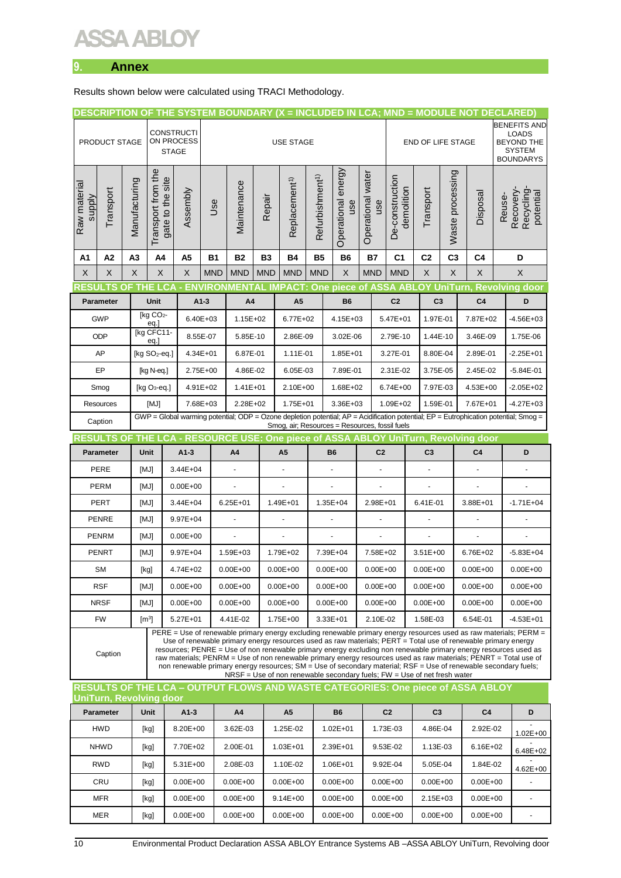## 9. Annex

Results shown below were calculated using TRACI Methodology.

| DESCRIPTION OF THE SYSTEM BOUNDARY (X = INCLUDED IN LCA; MND = MODULE NOT DECLARED) | | | | | | | | | | | | | | | | |
|---|---|---|---|---|---|---|---|---|---|---|---|---|---|---|---|---|
| PRODUCT STAGE | | | CONSTRUCTION PROCESS STAGE | | USE STAGE | | | | | | | END OF LIFE STAGE | | | | BENEFITS AND LOADS BEYOND THE SYSTEM BOUNDARYS |
| Raw material supply | Transport | Manufacturing | Transport from the gate to the site | Assembly | Use | Maintenance | Repair | Replacement[1] | Refurbishment[1] | Operational energy use | Operational water use | De-construction demolition | Transport | Waste processing | Disposal | Reuse-Recovery-Recycling-potential |
| A1 | A2 | A3 | A4 | A5 | B1 | B2 | B3 | B4 | B5 | B6 | B7 | C1 | C2 | C3 | C4 | D |
| X | X | X | X | X | MND | MND | MND | MND | MND | X | MND | MND | X | X | X | X |

| RESULTS OF THE LCA - ENVIRONMENTAL IMPACT: One piece of ASSA ABLOY UniTurn, Revolving door | | | | | | | | | |
|---|---|---|---|---|---|---|---|---|---|
| Parameter | Unit | A1-3 | A4 | A5 | B6 | C2 | C3 | C4 | D |
| GWP | [kg $CO_2$-eq.] | 6.40E+03 | 1.15E+02 | 6.77E+02 | 4.15E+03 | 5.47E+01 | 1.97E-01 | 7.87E+02 | -4.56E+03 |
| ODP | [kg CFC11-eq.] | 8.55E-07 | 5.85E-10 | 2.86E-09 | 3.02E-06 | 2.79E-10 | 1.44E-10 | 3.46E-09 | 1.75E-06 |
| AP | [kg $SO_2$-eq.] | 4.34E+01 | 6.87E-01 | 1.11E-01 | 1.85E+01 | 3.27E-01 | 8.80E-04 | 2.89E-01 | -2.25E+01 |
| EP | [kg N-eq.] | 2.75E+00 | 4.86E-02 | 6.05E-03 | 7.89E-01 | 2.31E-02 | 3.75E-05 | 2.45E-02 | -5.84E-01 |
| Smog | [kg $O_3$-eq.] | 4.91E+02 | 1.41E+01 | 2.10E+00 | 1.68E+02 | 6.74E+00 | 7.97E-03 | 4.53E+00 | -2.05E+02 |
| Resources | [MJ] | 7.68E+03 | 2.28E+02 | 1.75E+01 | 3.36E+03 | 1.09E+02 | 1.59E-01 | 7.67E+01 | -4.27E+03 |
| Caption | GWP = Global warming potential; ODP = Ozone depletion potential; AP = Acidification potential; EP = Eutrophication potential; Smog = Smog, air; Resources = Resources, fossil fuels | | | | | | | | |

| RESULTS OF THE LCA - RESOURCE USE: One piece of ASSA ABLOY UniTurn, Revolving door | | | | | | | | | |
|---|---|---|---|---|---|---|---|---|---|
| Parameter | Unit | A1-3 | A4 | A5 | B6 | C2 | C3 | C4 | D |
| PERE | [MJ] | 3.44E+04 | - | - | - | - | - | - | - |
| PERM | [MJ] | 0.00E+00 | - | - | - | - | - | - | - |
| PERT | [MJ] | 3.44E+04 | 6.25E+01 | 1.49E+01 | 1.35E+04 | 2.98E+01 | 6.41E-01 | 3.88E+01 | -1.71E+04 |
| PENRE | [MJ] | 9.97E+04 | - | - | - | - | - | - | - |
| PENRM | [MJ] | 0.00E+00 | - | - | - | - | - | - | - |
| PENRT | [MJ] | 9.97E+04 | 1.59E+03 | 1.79E+02 | 7.39E+04 | 7.58E+02 | 3.51E+00 | 6.76E+02 | -5.83E+04 |
| SM | [kg] | 4.74E+02 | 0.00E+00 | 0.00E+00 | 0.00E+00 | 0.00E+00 | 0.00E+00 | 0.00E+00 | 0.00E+00 |
| RSF | [MJ] | 0.00E+00 | 0.00E+00 | 0.00E+00 | 0.00E+00 | 0.00E+00 | 0.00E+00 | 0.00E+00 | 0.00E+00 |
| NRSF | [MJ] | 0.00E+00 | 0.00E+00 | 0.00E+00 | 0.00E+00 | 0.00E+00 | 0.00E+00 | 0.00E+00 | 0.00E+00 |
| FW | [$m^3$] | 5.27E+01 | 4.41E-02 | 1.75E+00 | 3.33E+01 | 2.10E-02 | 1.58E-03 | 6.54E-01 | -4.53E+01 |
| Caption | PERE = Use of renewable primary energy excluding renewable primary energy resources used as raw materials; PERM = Use of renewable primary energy resources used as raw materials; PERT = Total use of renewable primary energy resources; PENRE = Use of non renewable primary energy excluding non renewable primary energy resources used as raw materials; PENRM = Use of non renewable primary energy resources used as raw materials; PENRT = Total use of non renewable primary energy resources; SM = Use of secondary material; RSF = Use of renewable secondary fuels; NRSF = Use of non renewable secondary fuels; FW = Use of net fresh water | | | | | | | | |

| RESULTS OF THE LCA – OUTPUT FLOWS AND WASTE CATEGORIES: One piece of ASSA ABLOY UniTurn, Revolving door | | | | | | | | | |
|---|---|---|---|---|---|---|---|---|---|
| Parameter | Unit | A1-3 | A4 | A5 | B6 | C2 | C3 | C4 | D |
| HWD | [kg] | 8.20E+00 | 3.62E-03 | 1.25E-02 | 1.02E+01 | 1.73E-03 | 4.86E-04 | 2.92E-02 | -1.02E+00 |
| NHWD | [kg] | 7.70E+02 | 2.00E-01 | 1.03E+01 | 2.39E+01 | 9.53E-02 | 1.13E-03 | 6.16E+02 | -6.48E+02 |
| RWD | [kg] | 5.31E+00 | 2.08E-03 | 1.10E-02 | 1.06E+01 | 9.92E-04 | 5.05E-04 | 1.84E-02 | -4.62E+00 |
| CRU | [kg] | 0.00E+00 | 0.00E+00 | 0.00E+00 | 0.00E+00 | 0.00E+00 | 0.00E+00 | 0.00E+00 | - |
| MFR | [kg] | 0.00E+00 | 0.00E+00 | 9.14E+00 | 0.00E+00 | 0.00E+00 | 2.15E+03 | 0.00E+00 | - |
| MER | [kg] | 0.00E+00 | 0.00E+00 | 0.00E+00 | 0.00E+00 | 0.00E+00 | 0.00E+00 | 0.00E+00 | - |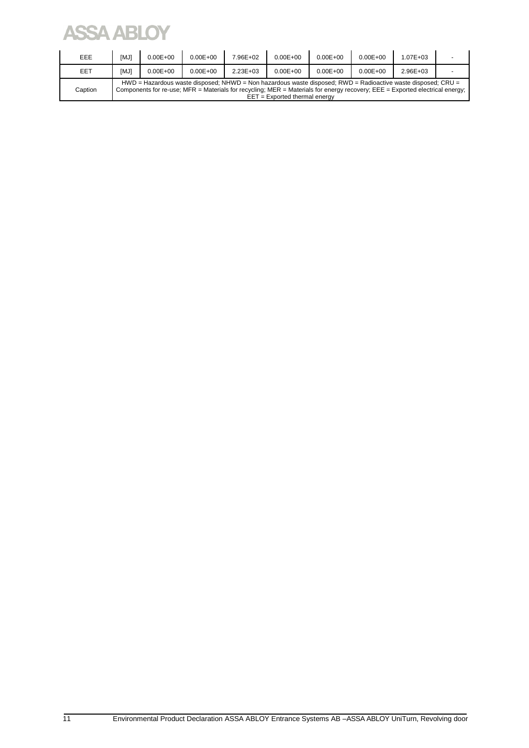| EEE | [MJ] | 0.00E+00 | 0.00E+00 | 7.96E+02 | 0.00E+00 | 0.00E+00 | 0.00E+00 | 1.07E+03 | - |
|---|---|---|---|---|---|---|---|---|---|
| EET | [MJ] | 0.00E+00 | 0.00E+00 | 2.23E+03 | 0.00E+00 | 0.00E+00 | 0.00E+00 | 2.96E+03 | - |
| Caption | HWD = Hazardous waste disposed; NHWD = Non hazardous waste disposed; RWD = Radioactive waste disposed; CRU = Components for re-use; MFR = Materials for recycling; MER = Materials for energy recovery; EEE = Exported electrical energy; EET = Exported thermal energy | | | | | | | | |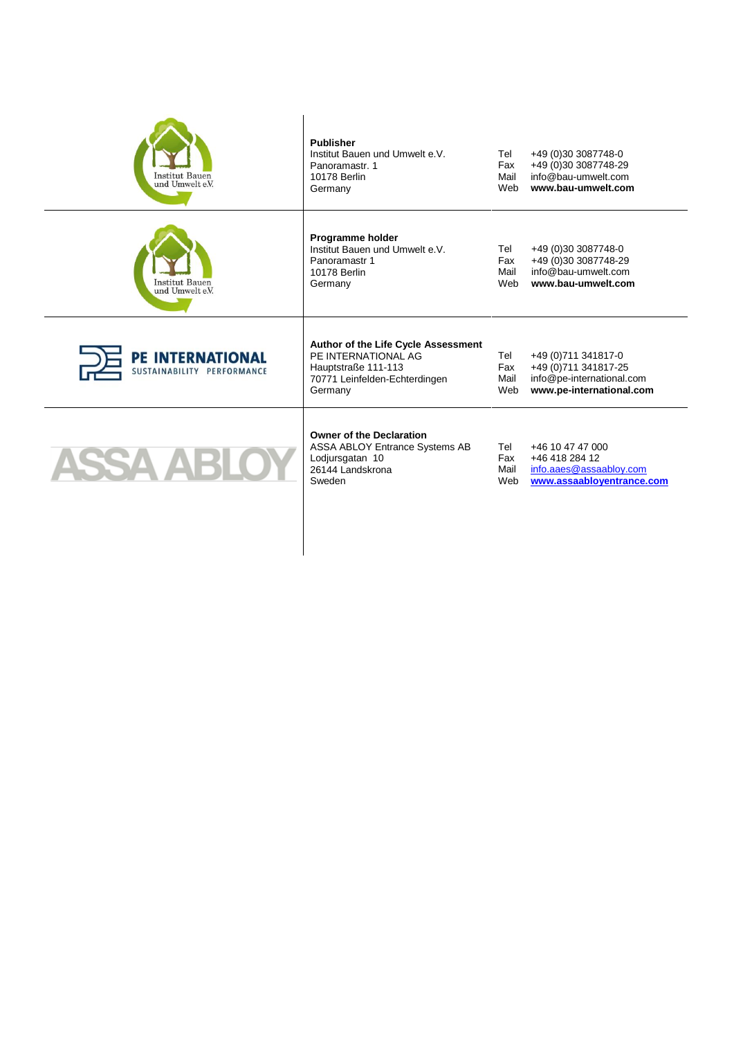| | | | |
|---|---|---|---|
| Institut Bauen und Umwelt e.V. | **Publisher**<br>Institut Bauen und Umwelt e.V.<br>Panoramastr. 1<br>10178 Berlin<br>Germany | Tel<br>Fax<br>Mail<br>Web | +49 (0)30 3087748-0<br>+49 (0)30 3087748-29<br>info@bau-umwelt.com<br>**www.bau-umwelt.com** |
| Institut Bauen und Umwelt e.V. | **Programme holder**<br>Institut Bauen und Umwelt e.V.<br>Panoramastr 1<br>10178 Berlin<br>Germany | Tel<br>Fax<br>Mail<br>Web | +49 (0)30 3087748-0<br>+49 (0)30 3087748-29<br>info@bau-umwelt.com<br>**www.bau-umwelt.com** |
| PE INTERNATIONAL<br>SUSTAINABILITY PERFORMANCE | **Author of the Life Cycle Assessment**<br>PE INTERNATIONAL AG<br>Hauptstraße 111-113<br>70771 Leinfelden-Echterdingen<br>Germany | Tel<br>Fax<br>Mail<br>Web | +49 (0)711 341817-0<br>+49 (0)711 341817-25<br>info@pe-international.com<br>**www.pe-international.com** |
| ASSA ABLOY | **Owner of the Declaration**<br>ASSA ABLOY Entrance Systems AB<br>Lodjursgatan 10<br>26144 Landskrona<br>Sweden | Tel<br>Fax<br>Mail<br>Web | +46 10 47 47 000<br>+46 418 284 12<br>info.aaes@assaabloy.com<br>**www.assaabloyentrance.com** |